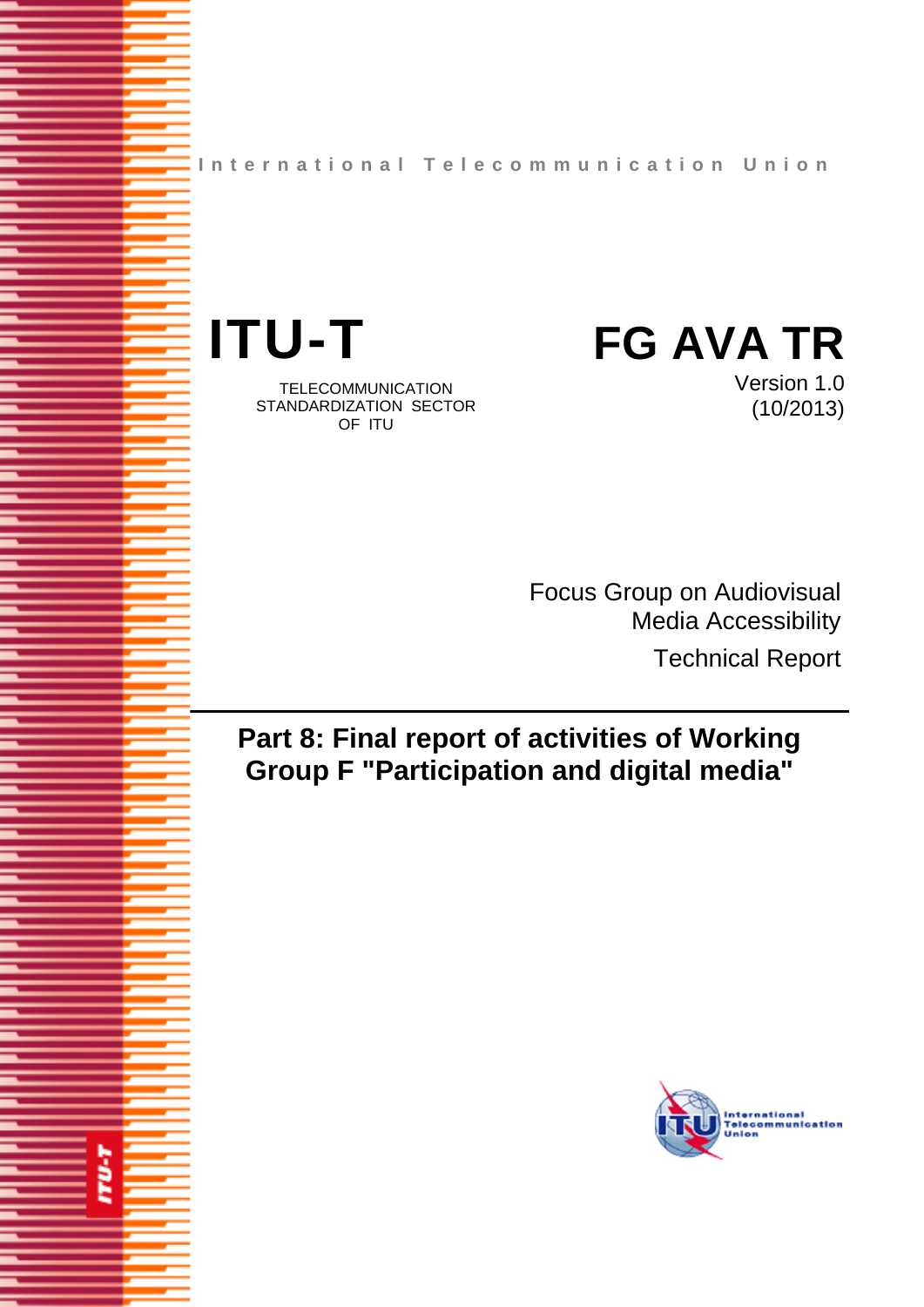International Telecommunication Union

# ITU-T

TELECOMMUNICATION STANDARDIZATION SECTOR OF ITU

# FG AVA TR

Version 1.0
(10/2013)

Focus Group on Audiovisual Media Accessibility

Technical Report

## Part 8: Final report of activities of Working Group F "Participation and digital media"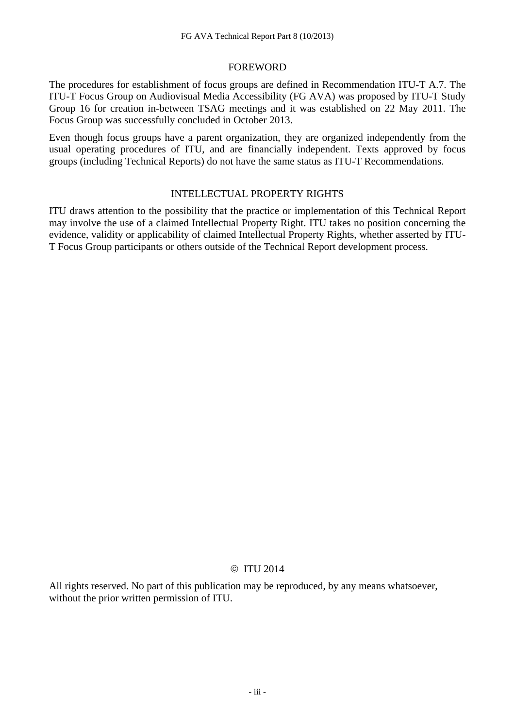## FOREWORD

The procedures for establishment of focus groups are defined in Recommendation ITU-T A.7. The ITU-T Focus Group on Audiovisual Media Accessibility (FG AVA) was proposed by ITU-T Study Group 16 for creation in-between TSAG meetings and it was established on 22 May 2011. The Focus Group was successfully concluded in October 2013.

Even though focus groups have a parent organization, they are organized independently from the usual operating procedures of ITU, and are financially independent. Texts approved by focus groups (including Technical Reports) do not have the same status as ITU-T Recommendations.

## INTELLECTUAL PROPERTY RIGHTS

ITU draws attention to the possibility that the practice or implementation of this Technical Report may involve the use of a claimed Intellectual Property Right. ITU takes no position concerning the evidence, validity or applicability of claimed Intellectual Property Rights, whether asserted by ITU-T Focus Group participants or others outside of the Technical Report development process.

© ITU 2014

All rights reserved. No part of this publication may be reproduced, by any means whatsoever, without the prior written permission of ITU.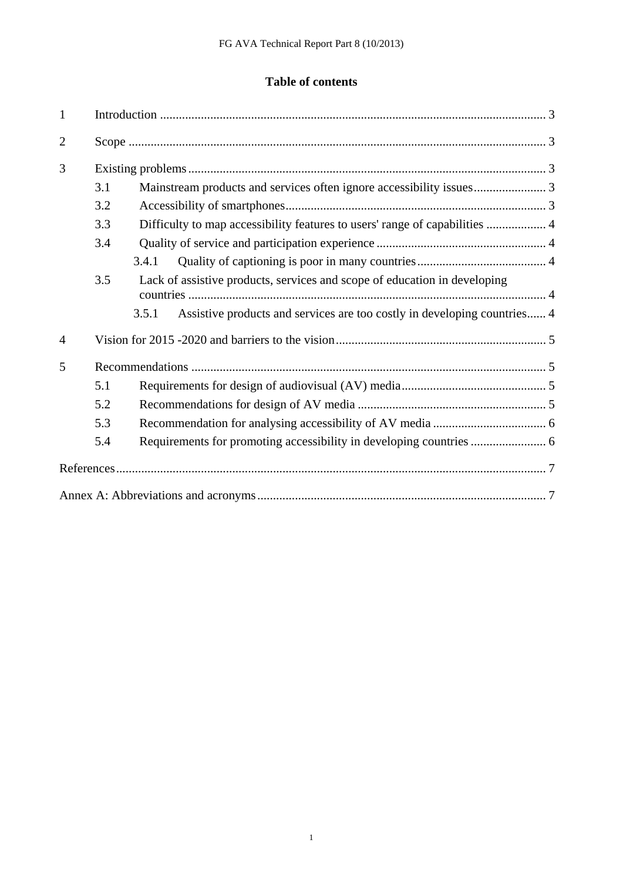## Table of contents

1 Introduction ... 3

2 Scope ... 3

3 Existing problems ... 3

- 3.1 Mainstream products and services often ignore accessibility issues ... 3
- 3.2 Accessibility of smartphones ... 3
- 3.3 Difficulty to map accessibility features to users' range of capabilities ... 4
- 3.4 Quality of service and participation experience ... 4
  - 3.4.1 Quality of captioning is poor in many countries ... 4
- 3.5 Lack of assistive products, services and scope of education in developing countries ... 4
  - 3.5.1 Assistive products and services are too costly in developing countries ... 4

4 Vision for 2015 -2020 and barriers to the vision ... 5

5 Recommendations ... 5

- 5.1 Requirements for design of audiovisual (AV) media ... 5
- 5.2 Recommendations for design of AV media ... 5
- 5.3 Recommendation for analysing accessibility of AV media ... 6
- 5.4 Requirements for promoting accessibility in developing countries ... 6

References ... 7

Annex A: Abbreviations and acronyms ... 7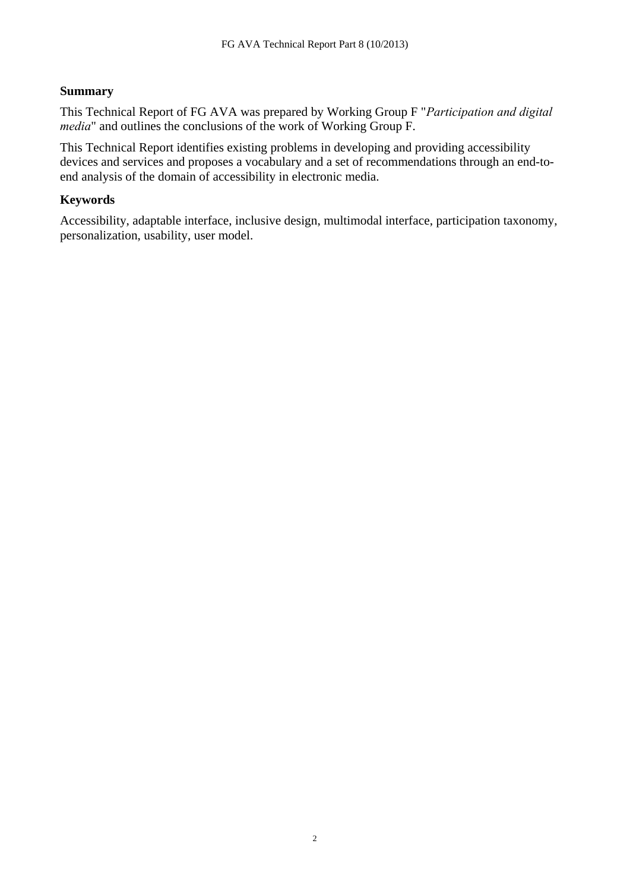## Summary

This Technical Report of FG AVA was prepared by Working Group F "*Participation and digital media*" and outlines the conclusions of the work of Working Group F.

This Technical Report identifies existing problems in developing and providing accessibility devices and services and proposes a vocabulary and a set of recommendations through an end-to-end analysis of the domain of accessibility in electronic media.

## Keywords

Accessibility, adaptable interface, inclusive design, multimodal interface, participation taxonomy, personalization, usability, user model.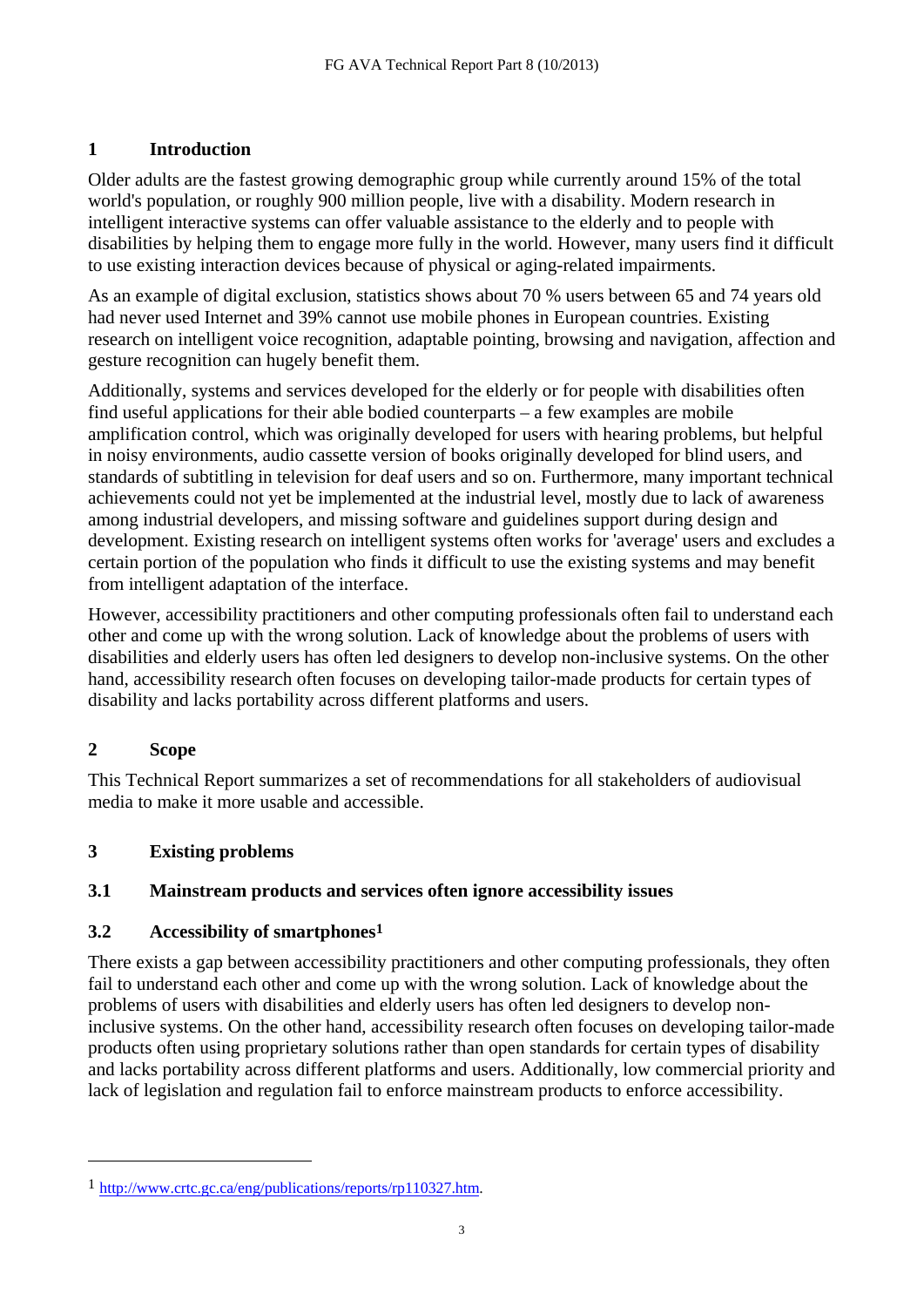# 1 Introduction

Older adults are the fastest growing demographic group while currently around 15% of the total world's population, or roughly 900 million people, live with a disability. Modern research in intelligent interactive systems can offer valuable assistance to the elderly and to people with disabilities by helping them to engage more fully in the world. However, many users find it difficult to use existing interaction devices because of physical or aging-related impairments.

As an example of digital exclusion, statistics shows about 70 % users between 65 and 74 years old had never used Internet and 39% cannot use mobile phones in European countries. Existing research on intelligent voice recognition, adaptable pointing, browsing and navigation, affection and gesture recognition can hugely benefit them.

Additionally, systems and services developed for the elderly or for people with disabilities often find useful applications for their able bodied counterparts – a few examples are mobile amplification control, which was originally developed for users with hearing problems, but helpful in noisy environments, audio cassette version of books originally developed for blind users, and standards of subtitling in television for deaf users and so on. Furthermore, many important technical achievements could not yet be implemented at the industrial level, mostly due to lack of awareness among industrial developers, and missing software and guidelines support during design and development. Existing research on intelligent systems often works for 'average' users and excludes a certain portion of the population who finds it difficult to use the existing systems and may benefit from intelligent adaptation of the interface.

However, accessibility practitioners and other computing professionals often fail to understand each other and come up with the wrong solution. Lack of knowledge about the problems of users with disabilities and elderly users has often led designers to develop non-inclusive systems. On the other hand, accessibility research often focuses on developing tailor-made products for certain types of disability and lacks portability across different platforms and users.

# 2 Scope

This Technical Report summarizes a set of recommendations for all stakeholders of audiovisual media to make it more usable and accessible.

# 3 Existing problems

## 3.1 Mainstream products and services often ignore accessibility issues

## 3.2 Accessibility of smartphones[1]

There exists a gap between accessibility practitioners and other computing professionals, they often fail to understand each other and come up with the wrong solution. Lack of knowledge about the problems of users with disabilities and elderly users has often led designers to develop non-inclusive systems. On the other hand, accessibility research often focuses on developing tailor-made products often using proprietary solutions rather than open standards for certain types of disability and lacks portability across different platforms and users. Additionally, low commercial priority and lack of legislation and regulation fail to enforce mainstream products to enforce accessibility.

---

[1] http://www.crtc.gc.ca/eng/publications/reports/rp110327.htm.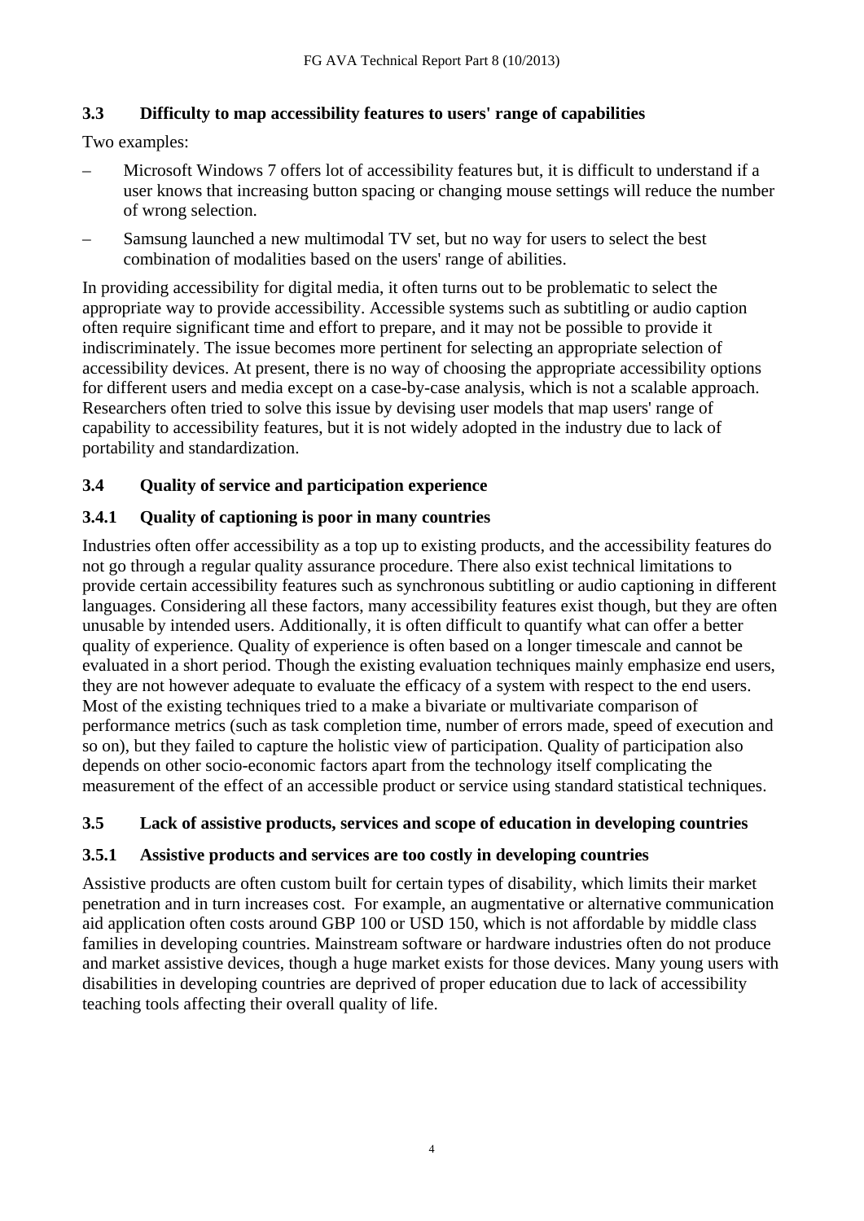### 3.3 Difficulty to map accessibility features to users' range of capabilities

Two examples:

– Microsoft Windows 7 offers lot of accessibility features but, it is difficult to understand if a user knows that increasing button spacing or changing mouse settings will reduce the number of wrong selection.

– Samsung launched a new multimodal TV set, but no way for users to select the best combination of modalities based on the users' range of abilities.

In providing accessibility for digital media, it often turns out to be problematic to select the appropriate way to provide accessibility. Accessible systems such as subtitling or audio caption often require significant time and effort to prepare, and it may not be possible to provide it indiscriminately. The issue becomes more pertinent for selecting an appropriate selection of accessibility devices. At present, there is no way of choosing the appropriate accessibility options for different users and media except on a case-by-case analysis, which is not a scalable approach. Researchers often tried to solve this issue by devising user models that map users' range of capability to accessibility features, but it is not widely adopted in the industry due to lack of portability and standardization.

### 3.4 Quality of service and participation experience

#### 3.4.1 Quality of captioning is poor in many countries

Industries often offer accessibility as a top up to existing products, and the accessibility features do not go through a regular quality assurance procedure. There also exist technical limitations to provide certain accessibility features such as synchronous subtitling or audio captioning in different languages. Considering all these factors, many accessibility features exist though, but they are often unusable by intended users. Additionally, it is often difficult to quantify what can offer a better quality of experience. Quality of experience is often based on a longer timescale and cannot be evaluated in a short period. Though the existing evaluation techniques mainly emphasize end users, they are not however adequate to evaluate the efficacy of a system with respect to the end users. Most of the existing techniques tried to a make a bivariate or multivariate comparison of performance metrics (such as task completion time, number of errors made, speed of execution and so on), but they failed to capture the holistic view of participation. Quality of participation also depends on other socio-economic factors apart from the technology itself complicating the measurement of the effect of an accessible product or service using standard statistical techniques.

### 3.5 Lack of assistive products, services and scope of education in developing countries

#### 3.5.1 Assistive products and services are too costly in developing countries

Assistive products are often custom built for certain types of disability, which limits their market penetration and in turn increases cost. For example, an augmentative or alternative communication aid application often costs around GBP 100 or USD 150, which is not affordable by middle class families in developing countries. Mainstream software or hardware industries often do not produce and market assistive devices, though a huge market exists for those devices. Many young users with disabilities in developing countries are deprived of proper education due to lack of accessibility teaching tools affecting their overall quality of life.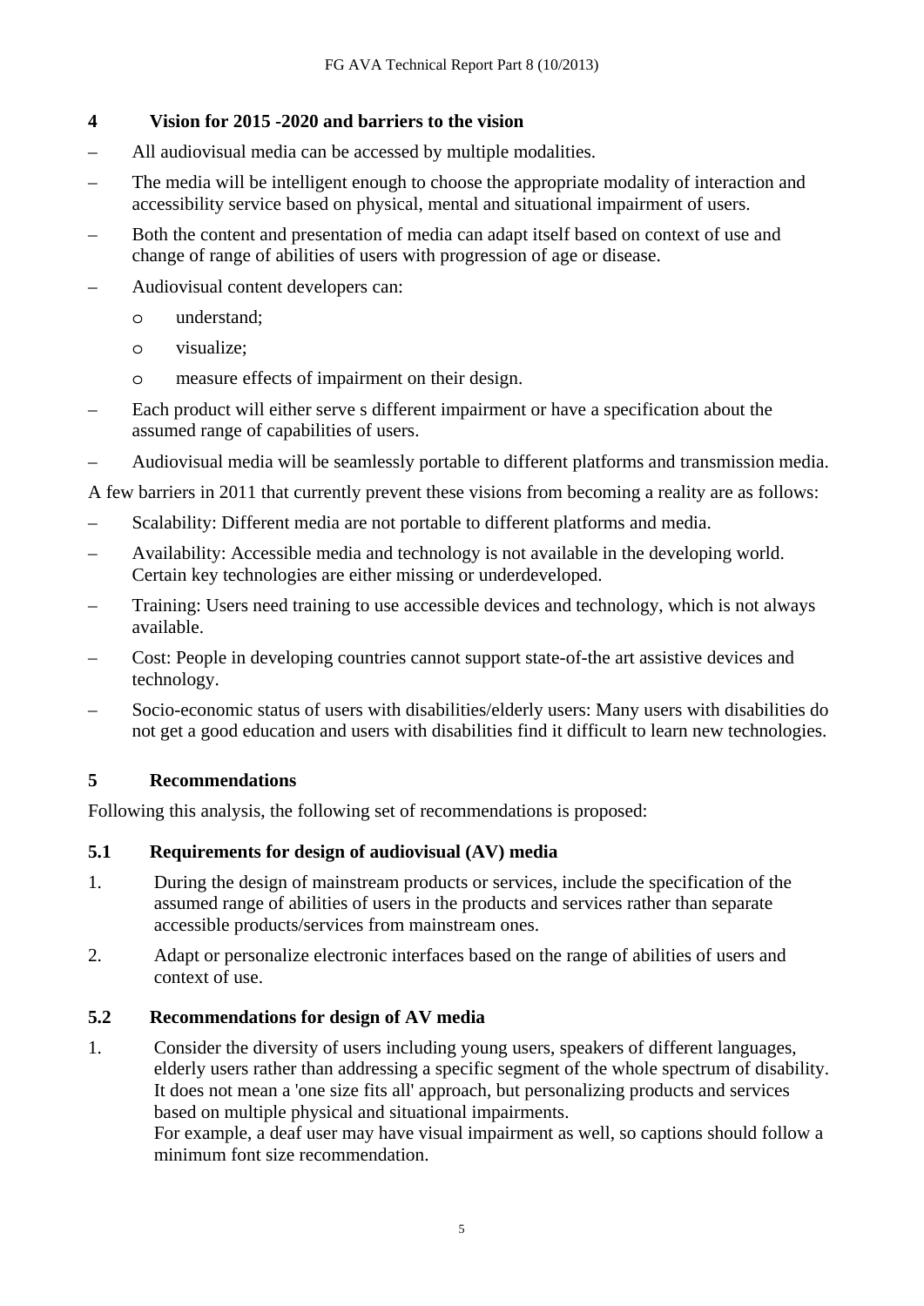## 4 Vision for 2015 -2020 and barriers to the vision

- All audiovisual media can be accessed by multiple modalities.
- The media will be intelligent enough to choose the appropriate modality of interaction and accessibility service based on physical, mental and situational impairment of users.
- Both the content and presentation of media can adapt itself based on context of use and change of range of abilities of users with progression of age or disease.
- Audiovisual content developers can:
  - understand;
  - visualize;
  - measure effects of impairment on their design.
- Each product will either serve s different impairment or have a specification about the assumed range of capabilities of users.
- Audiovisual media will be seamlessly portable to different platforms and transmission media.

A few barriers in 2011 that currently prevent these visions from becoming a reality are as follows:

- Scalability: Different media are not portable to different platforms and media.
- Availability: Accessible media and technology is not available in the developing world. Certain key technologies are either missing or underdeveloped.
- Training: Users need training to use accessible devices and technology, which is not always available.
- Cost: People in developing countries cannot support state-of-the art assistive devices and technology.
- Socio-economic status of users with disabilities/elderly users: Many users with disabilities do not get a good education and users with disabilities find it difficult to learn new technologies.

## 5 Recommendations

Following this analysis, the following set of recommendations is proposed:

### 5.1 Requirements for design of audiovisual (AV) media

1. During the design of mainstream products or services, include the specification of the assumed range of abilities of users in the products and services rather than separate accessible products/services from mainstream ones.
2. Adapt or personalize electronic interfaces based on the range of abilities of users and context of use.

### 5.2 Recommendations for design of AV media

1. Consider the diversity of users including young users, speakers of different languages, elderly users rather than addressing a specific segment of the whole spectrum of disability. It does not mean a 'one size fits all' approach, but personalizing products and services based on multiple physical and situational impairments.
   For example, a deaf user may have visual impairment as well, so captions should follow a minimum font size recommendation.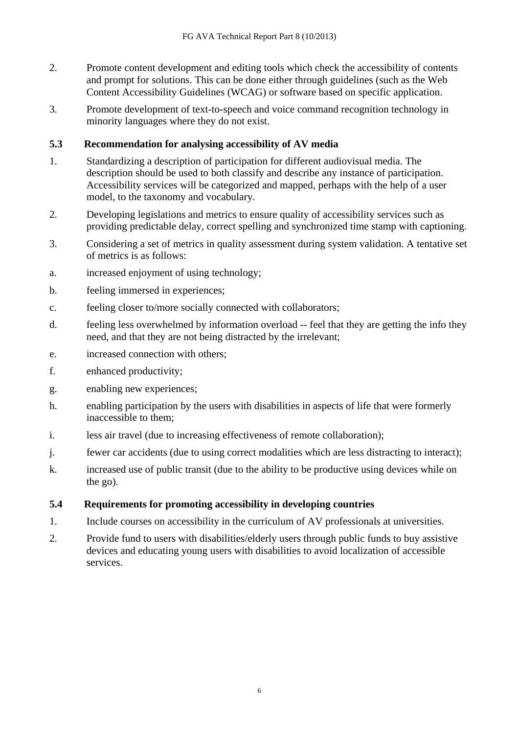2. Promote content development and editing tools which check the accessibility of contents and prompt for solutions. This can be done either through guidelines (such as the Web Content Accessibility Guidelines (WCAG) or software based on specific application.

3. Promote development of text-to-speech and voice command recognition technology in minority languages where they do not exist.

### 5.3 Recommendation for analysing accessibility of AV media

1. Standardizing a description of participation for different audiovisual media. The description should be used to both classify and describe any instance of participation. Accessibility services will be categorized and mapped, perhaps with the help of a user model, to the taxonomy and vocabulary.

2. Developing legislations and metrics to ensure quality of accessibility services such as providing predictable delay, correct spelling and synchronized time stamp with captioning.

3. Considering a set of metrics in quality assessment during system validation. A tentative set of metrics is as follows:

a. increased enjoyment of using technology;

b. feeling immersed in experiences;

c. feeling closer to/more socially connected with collaborators;

d. feeling less overwhelmed by information overload -- feel that they are getting the info they need, and that they are not being distracted by the irrelevant;

e. increased connection with others;

f. enhanced productivity;

g. enabling new experiences;

h. enabling participation by the users with disabilities in aspects of life that were formerly inaccessible to them;

i. less air travel (due to increasing effectiveness of remote collaboration);

j. fewer car accidents (due to using correct modalities which are less distracting to interact);

k. increased use of public transit (due to the ability to be productive using devices while on the go).

### 5.4 Requirements for promoting accessibility in developing countries

1. Include courses on accessibility in the curriculum of AV professionals at universities.

2. Provide fund to users with disabilities/elderly users through public funds to buy assistive devices and educating young users with disabilities to avoid localization of accessible services.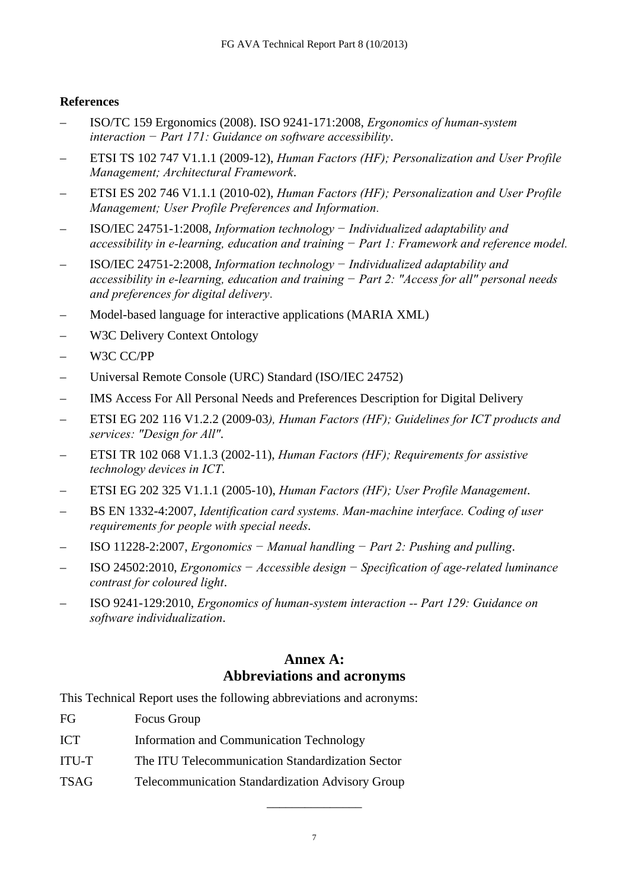**References**

- ISO/TC 159 Ergonomics (2008). ISO 9241-171:2008, *Ergonomics of human-system interaction − Part 171: Guidance on software accessibility*.
- ETSI TS 102 747 V1.1.1 (2009-12), *Human Factors (HF); Personalization and User Profile Management; Architectural Framework*.
- ETSI ES 202 746 V1.1.1 (2010-02), *Human Factors (HF); Personalization and User Profile Management; User Profile Preferences and Information*.
- ISO/IEC 24751-1:2008, *Information technology − Individualized adaptability and accessibility in e-learning, education and training − Part 1: Framework and reference model.*
- ISO/IEC 24751-2:2008, *Information technology − Individualized adaptability and accessibility in e-learning, education and training − Part 2: "Access for all" personal needs and preferences for digital delivery*.
- Model-based language for interactive applications (MARIA XML)
- W3C Delivery Context Ontology
- W3C CC/PP
- Universal Remote Console (URC) Standard (ISO/IEC 24752)
- IMS Access For All Personal Needs and Preferences Description for Digital Delivery
- ETSI EG 202 116 V1.2.2 (2009-03*), Human Factors (HF); Guidelines for ICT products and services: "Design for All"*.
- ETSI TR 102 068 V1.1.3 (2002-11), *Human Factors (HF); Requirements for assistive technology devices in ICT*.
- ETSI EG 202 325 V1.1.1 (2005-10), *Human Factors (HF); User Profile Management*.
- BS EN 1332-4:2007, *Identification card systems. Man-machine interface. Coding of user requirements for people with special needs*.
- ISO 11228-2:2007, *Ergonomics − Manual handling − Part 2: Pushing and pulling*.
- ISO 24502:2010, *Ergonomics − Accessible design − Specification of age-related luminance contrast for coloured light*.
- ISO 9241-129:2010, *Ergonomics of human-system interaction -- Part 129: Guidance on software individualization*.

## Annex A: Abbreviations and acronyms

This Technical Report uses the following abbreviations and acronyms:

| | |
|---|---|
| FG | Focus Group |
| ICT | Information and Communication Technology |
| ITU-T | The ITU Telecommunication Standardization Sector |
| TSAG | Telecommunication Standardization Advisory Group |

_______________